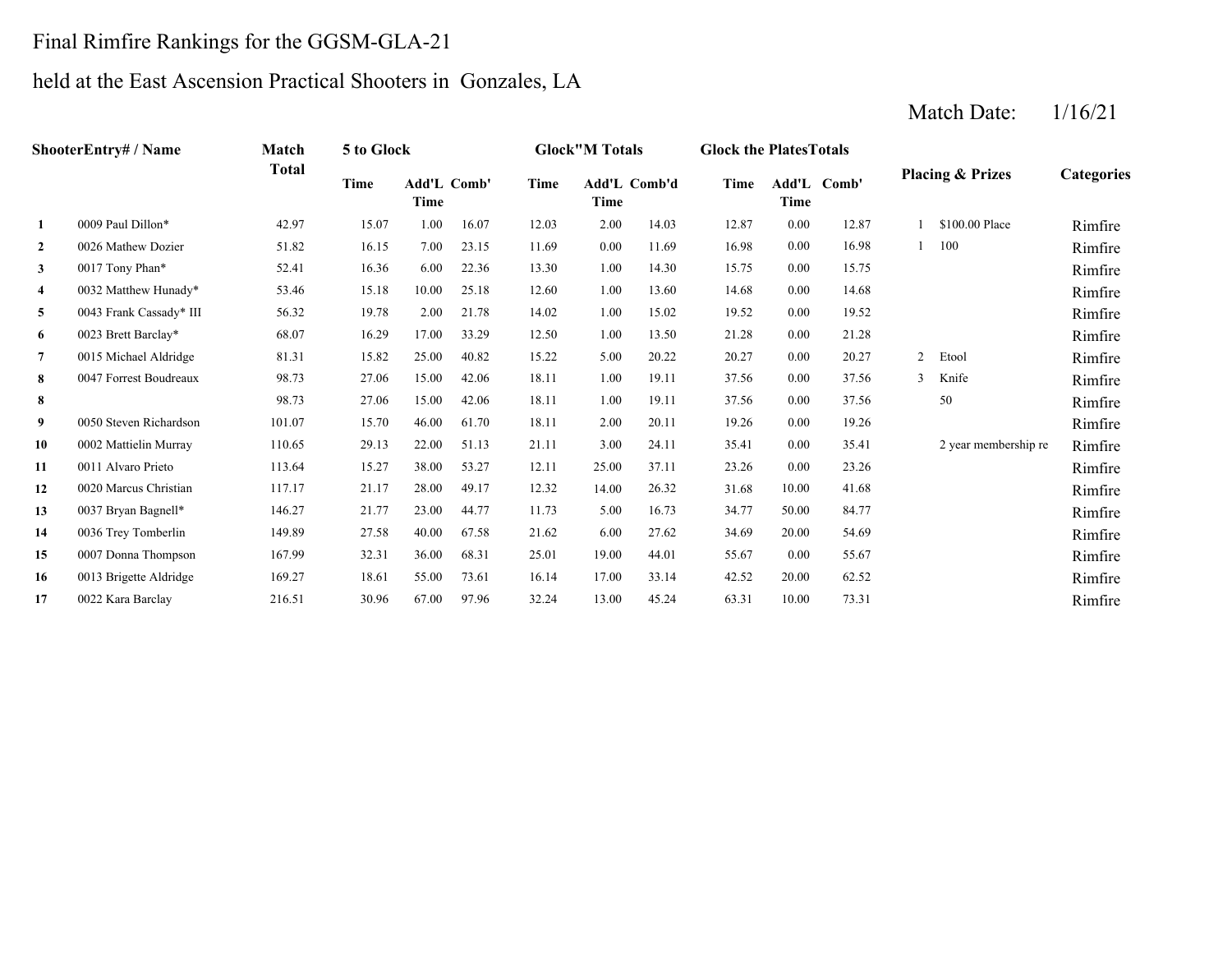Final Rimfire Rankings for the GGSM-GLA-21

held at the East Ascension Practical Shooters in Gonzales, LA

Match Date: 1/16/21

| | ShooterEntry# / Name | Match Total | 5 to Glock | | | Glock"M Totals | | | Glock the PlatesTotals | | | Placing & Prizes | | Categories |
|---|---|---|---|---|---|---|---|---|---|---|---|---|---|---|
| | | | Time | Add'L Time | Comb' | Time | Add'L Time | Comb'd | Time | Add'L Time | Comb' | | | |
| 1 | 0009 Paul Dillon* | 42.97 | 15.07 | 1.00 | 16.07 | 12.03 | 2.00 | 14.03 | 12.87 | 0.00 | 12.87 | 1 | $100.00 Place | Rimfire |
| 2 | 0026 Mathew Dozier | 51.82 | 16.15 | 7.00 | 23.15 | 11.69 | 0.00 | 11.69 | 16.98 | 0.00 | 16.98 | 1 | 100 | Rimfire |
| 3 | 0017 Tony Phan* | 52.41 | 16.36 | 6.00 | 22.36 | 13.30 | 1.00 | 14.30 | 15.75 | 0.00 | 15.75 | | | Rimfire |
| 4 | 0032 Matthew Hunady* | 53.46 | 15.18 | 10.00 | 25.18 | 12.60 | 1.00 | 13.60 | 14.68 | 0.00 | 14.68 | | | Rimfire |
| 5 | 0043 Frank Cassady* III | 56.32 | 19.78 | 2.00 | 21.78 | 14.02 | 1.00 | 15.02 | 19.52 | 0.00 | 19.52 | | | Rimfire |
| 6 | 0023 Brett Barclay* | 68.07 | 16.29 | 17.00 | 33.29 | 12.50 | 1.00 | 13.50 | 21.28 | 0.00 | 21.28 | | | Rimfire |
| 7 | 0015 Michael Aldridge | 81.31 | 15.82 | 25.00 | 40.82 | 15.22 | 5.00 | 20.22 | 20.27 | 0.00 | 20.27 | 2 | Etool | Rimfire |
| 8 | 0047 Forrest Boudreaux | 98.73 | 27.06 | 15.00 | 42.06 | 18.11 | 1.00 | 19.11 | 37.56 | 0.00 | 37.56 | 3 | Knife | Rimfire |
| 8 | | 98.73 | 27.06 | 15.00 | 42.06 | 18.11 | 1.00 | 19.11 | 37.56 | 0.00 | 37.56 | | 50 | Rimfire |
| 9 | 0050 Steven Richardson | 101.07 | 15.70 | 46.00 | 61.70 | 18.11 | 2.00 | 20.11 | 19.26 | 0.00 | 19.26 | | | Rimfire |
| 10 | 0002 Mattielin Murray | 110.65 | 29.13 | 22.00 | 51.13 | 21.11 | 3.00 | 24.11 | 35.41 | 0.00 | 35.41 | | 2 year membership re | Rimfire |
| 11 | 0011 Alvaro Prieto | 113.64 | 15.27 | 38.00 | 53.27 | 12.11 | 25.00 | 37.11 | 23.26 | 0.00 | 23.26 | | | Rimfire |
| 12 | 0020 Marcus Christian | 117.17 | 21.17 | 28.00 | 49.17 | 12.32 | 14.00 | 26.32 | 31.68 | 10.00 | 41.68 | | | Rimfire |
| 13 | 0037 Bryan Bagnell* | 146.27 | 21.77 | 23.00 | 44.77 | 11.73 | 5.00 | 16.73 | 34.77 | 50.00 | 84.77 | | | Rimfire |
| 14 | 0036 Trey Tomberlin | 149.89 | 27.58 | 40.00 | 67.58 | 21.62 | 6.00 | 27.62 | 34.69 | 20.00 | 54.69 | | | Rimfire |
| 15 | 0007 Donna Thompson | 167.99 | 32.31 | 36.00 | 68.31 | 25.01 | 19.00 | 44.01 | 55.67 | 0.00 | 55.67 | | | Rimfire |
| 16 | 0013 Brigette Aldridge | 169.27 | 18.61 | 55.00 | 73.61 | 16.14 | 17.00 | 33.14 | 42.52 | 20.00 | 62.52 | | | Rimfire |
| 17 | 0022 Kara Barclay | 216.51 | 30.96 | 67.00 | 97.96 | 32.24 | 13.00 | 45.24 | 63.31 | 10.00 | 73.31 | | | Rimfire |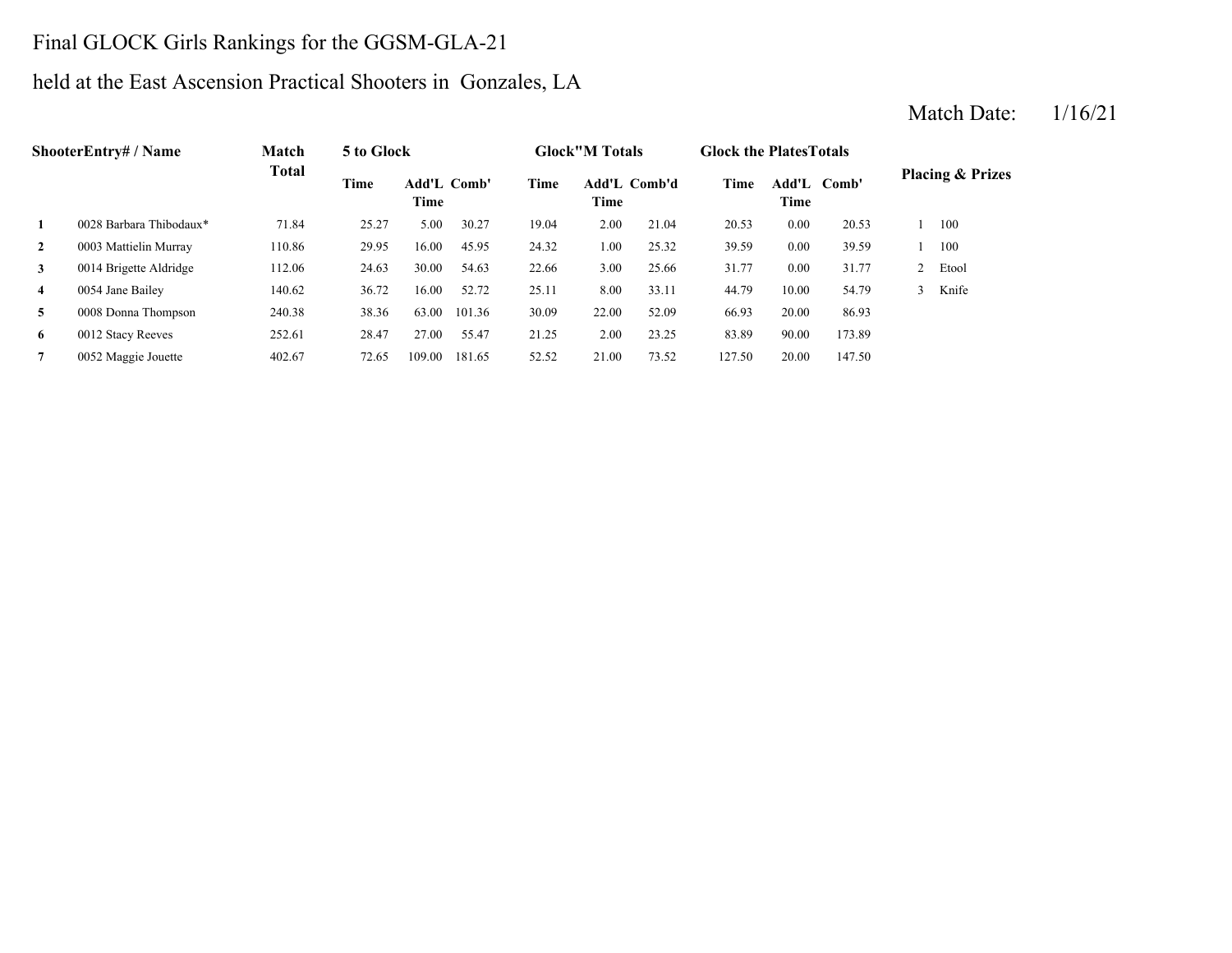Final GLOCK Girls Rankings for the GGSM-GLA-21

held at the East Ascension Practical Shooters in Gonzales, LA

Match Date: 1/16/21

| Shooter | Entry# / Name | Match Total | 5 to Glock | | | Glock"M Totals | | | Glock the PlatesTotals | | | Placing & Prizes | |
|---|---|---|---|---|---|---|---|---|---|---|---|---|---|
| | | | Time | Add'L Time | Comb' | Time | Add'L Time | Comb'd | Time | Add'L Time | Comb' | | |
| 1 | 0028 Barbara Thibodaux* | 71.84 | 25.27 | 5.00 | 30.27 | 19.04 | 2.00 | 21.04 | 20.53 | 0.00 | 20.53 | 1 | 100 |
| 2 | 0003 Mattielin Murray | 110.86 | 29.95 | 16.00 | 45.95 | 24.32 | 1.00 | 25.32 | 39.59 | 0.00 | 39.59 | 1 | 100 |
| 3 | 0014 Brigette Aldridge | 112.06 | 24.63 | 30.00 | 54.63 | 22.66 | 3.00 | 25.66 | 31.77 | 0.00 | 31.77 | 2 | Etool |
| 4 | 0054 Jane Bailey | 140.62 | 36.72 | 16.00 | 52.72 | 25.11 | 8.00 | 33.11 | 44.79 | 10.00 | 54.79 | 3 | Knife |
| 5 | 0008 Donna Thompson | 240.38 | 38.36 | 63.00 | 101.36 | 30.09 | 22.00 | 52.09 | 66.93 | 20.00 | 86.93 | | |
| 6 | 0012 Stacy Reeves | 252.61 | 28.47 | 27.00 | 55.47 | 21.25 | 2.00 | 23.25 | 83.89 | 90.00 | 173.89 | | |
| 7 | 0052 Maggie Jouette | 402.67 | 72.65 | 109.00 | 181.65 | 52.52 | 21.00 | 73.52 | 127.50 | 20.00 | 147.50 | | |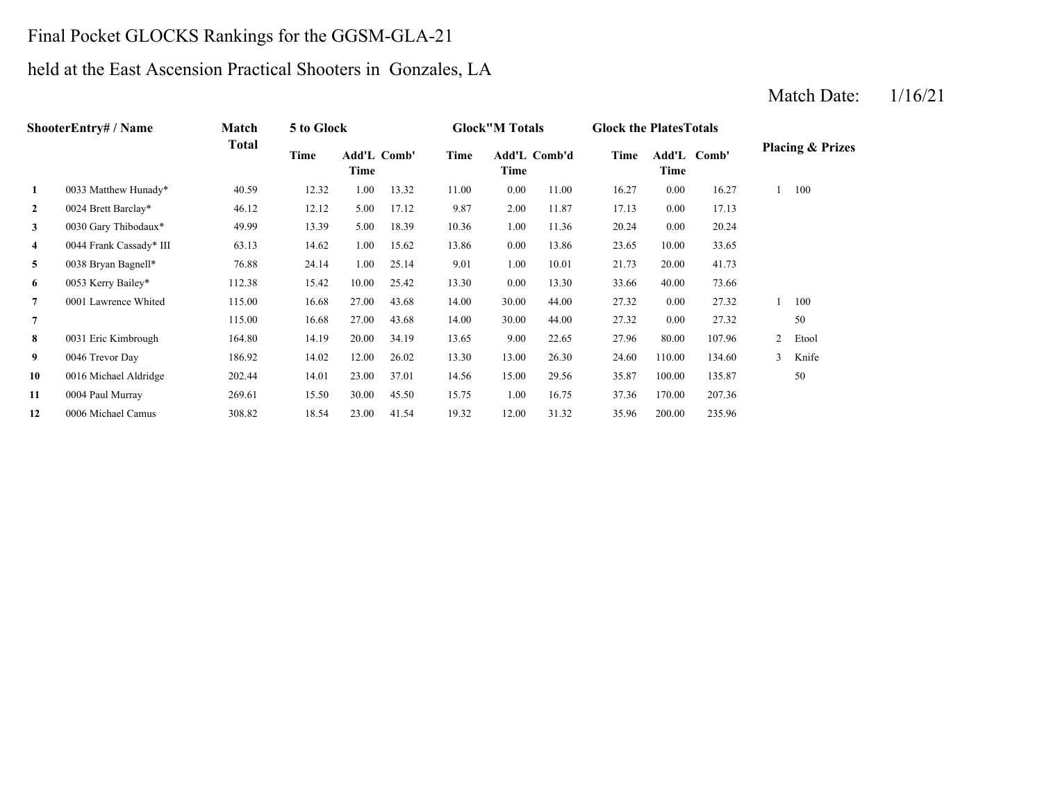# Final Pocket GLOCKS Rankings for the GGSM-GLA-21

## held at the East Ascension Practical Shooters in Gonzales, LA

Match Date: 1/16/21

| | ShooterEntry# / Name | Match Total | 5 to Glock | | | Glock"M Totals | | | Glock the PlatesTotals | | | Placing & Prizes | |
|---|---|---|---|---|---|---|---|---|---|---|---|---|---|
| | | | Time | Add'L Time | Comb' | Time | Add'L Time | Comb'd | Time | Add'L Time | Comb' | | |
| 1 | 0033 Matthew Hunady* | 40.59 | 12.32 | 1.00 | 13.32 | 11.00 | 0.00 | 11.00 | 16.27 | 0.00 | 16.27 | 1 | 100 |
| 2 | 0024 Brett Barclay* | 46.12 | 12.12 | 5.00 | 17.12 | 9.87 | 2.00 | 11.87 | 17.13 | 0.00 | 17.13 | | |
| 3 | 0030 Gary Thibodaux* | 49.99 | 13.39 | 5.00 | 18.39 | 10.36 | 1.00 | 11.36 | 20.24 | 0.00 | 20.24 | | |
| 4 | 0044 Frank Cassady* III | 63.13 | 14.62 | 1.00 | 15.62 | 13.86 | 0.00 | 13.86 | 23.65 | 10.00 | 33.65 | | |
| 5 | 0038 Bryan Bagnell* | 76.88 | 24.14 | 1.00 | 25.14 | 9.01 | 1.00 | 10.01 | 21.73 | 20.00 | 41.73 | | |
| 6 | 0053 Kerry Bailey* | 112.38 | 15.42 | 10.00 | 25.42 | 13.30 | 0.00 | 13.30 | 33.66 | 40.00 | 73.66 | | |
| 7 | 0001 Lawrence Whited | 115.00 | 16.68 | 27.00 | 43.68 | 14.00 | 30.00 | 44.00 | 27.32 | 0.00 | 27.32 | 1 | 100 |
| 7 | | 115.00 | 16.68 | 27.00 | 43.68 | 14.00 | 30.00 | 44.00 | 27.32 | 0.00 | 27.32 | | 50 |
| 8 | 0031 Eric Kimbrough | 164.80 | 14.19 | 20.00 | 34.19 | 13.65 | 9.00 | 22.65 | 27.96 | 80.00 | 107.96 | 2 | Etool |
| 9 | 0046 Trevor Day | 186.92 | 14.02 | 12.00 | 26.02 | 13.30 | 13.00 | 26.30 | 24.60 | 110.00 | 134.60 | 3 | Knife |
| 10 | 0016 Michael Aldridge | 202.44 | 14.01 | 23.00 | 37.01 | 14.56 | 15.00 | 29.56 | 35.87 | 100.00 | 135.87 | | 50 |
| 11 | 0004 Paul Murray | 269.61 | 15.50 | 30.00 | 45.50 | 15.75 | 1.00 | 16.75 | 37.36 | 170.00 | 207.36 | | |
| 12 | 0006 Michael Camus | 308.82 | 18.54 | 23.00 | 41.54 | 19.32 | 12.00 | 31.32 | 35.96 | 200.00 | 235.96 | | |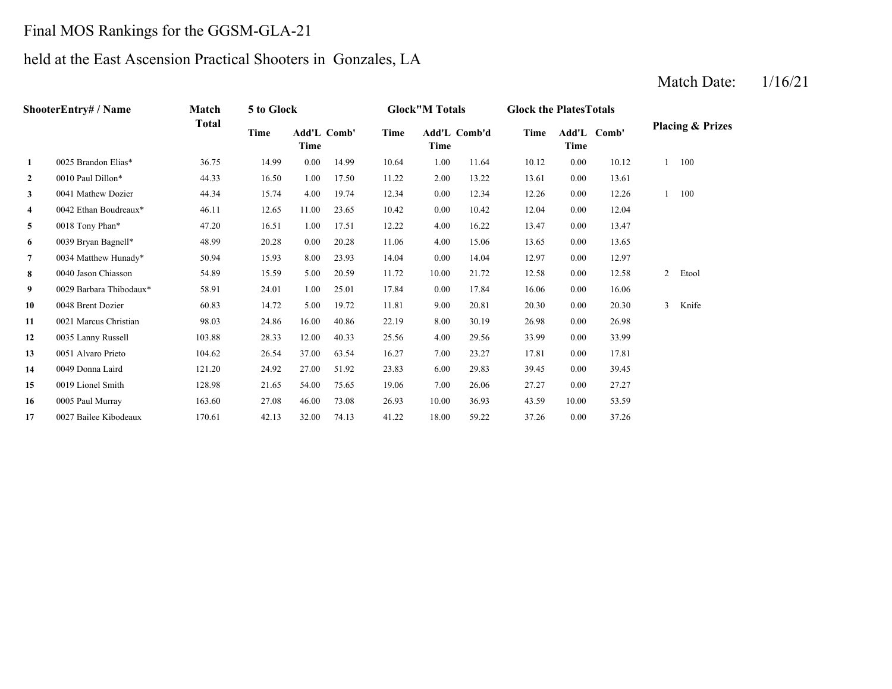Final MOS Rankings for the GGSM-GLA-21

held at the East Ascension Practical Shooters in Gonzales, LA

Match Date: 1/16/21

| Shooter | Entry# / Name | Match Total | 5 to Glock | | | Glock"M Totals | | | Glock the Plates Totals | | | Placing & Prizes | |
|---|---|---|---|---|---|---|---|---|---|---|---|---|---|
| | | | Time | Add'L Time | Comb' | Time | Add'L Time | Comb'd | Time | Add'L Time | Comb' | | |
| 1 | 0025 Brandon Elias* | 36.75 | 14.99 | 0.00 | 14.99 | 10.64 | 1.00 | 11.64 | 10.12 | 0.00 | 10.12 | 1 | 100 |
| 2 | 0010 Paul Dillon* | 44.33 | 16.50 | 1.00 | 17.50 | 11.22 | 2.00 | 13.22 | 13.61 | 0.00 | 13.61 | | |
| 3 | 0041 Mathew Dozier | 44.34 | 15.74 | 4.00 | 19.74 | 12.34 | 0.00 | 12.34 | 12.26 | 0.00 | 12.26 | 1 | 100 |
| 4 | 0042 Ethan Boudreaux* | 46.11 | 12.65 | 11.00 | 23.65 | 10.42 | 0.00 | 10.42 | 12.04 | 0.00 | 12.04 | | |
| 5 | 0018 Tony Phan* | 47.20 | 16.51 | 1.00 | 17.51 | 12.22 | 4.00 | 16.22 | 13.47 | 0.00 | 13.47 | | |
| 6 | 0039 Bryan Bagnell* | 48.99 | 20.28 | 0.00 | 20.28 | 11.06 | 4.00 | 15.06 | 13.65 | 0.00 | 13.65 | | |
| 7 | 0034 Matthew Hunady* | 50.94 | 15.93 | 8.00 | 23.93 | 14.04 | 0.00 | 14.04 | 12.97 | 0.00 | 12.97 | | |
| 8 | 0040 Jason Chiasson | 54.89 | 15.59 | 5.00 | 20.59 | 11.72 | 10.00 | 21.72 | 12.58 | 0.00 | 12.58 | 2 | Etool |
| 9 | 0029 Barbara Thibodaux* | 58.91 | 24.01 | 1.00 | 25.01 | 17.84 | 0.00 | 17.84 | 16.06 | 0.00 | 16.06 | | |
| 10 | 0048 Brent Dozier | 60.83 | 14.72 | 5.00 | 19.72 | 11.81 | 9.00 | 20.81 | 20.30 | 0.00 | 20.30 | 3 | Knife |
| 11 | 0021 Marcus Christian | 98.03 | 24.86 | 16.00 | 40.86 | 22.19 | 8.00 | 30.19 | 26.98 | 0.00 | 26.98 | | |
| 12 | 0035 Lanny Russell | 103.88 | 28.33 | 12.00 | 40.33 | 25.56 | 4.00 | 29.56 | 33.99 | 0.00 | 33.99 | | |
| 13 | 0051 Alvaro Prieto | 104.62 | 26.54 | 37.00 | 63.54 | 16.27 | 7.00 | 23.27 | 17.81 | 0.00 | 17.81 | | |
| 14 | 0049 Donna Laird | 121.20 | 24.92 | 27.00 | 51.92 | 23.83 | 6.00 | 29.83 | 39.45 | 0.00 | 39.45 | | |
| 15 | 0019 Lionel Smith | 128.98 | 21.65 | 54.00 | 75.65 | 19.06 | 7.00 | 26.06 | 27.27 | 0.00 | 27.27 | | |
| 16 | 0005 Paul Murray | 163.60 | 27.08 | 46.00 | 73.08 | 26.93 | 10.00 | 36.93 | 43.59 | 10.00 | 53.59 | | |
| 17 | 0027 Bailee Kibodeaux | 170.61 | 42.13 | 32.00 | 74.13 | 41.22 | 18.00 | 59.22 | 37.26 | 0.00 | 37.26 | | |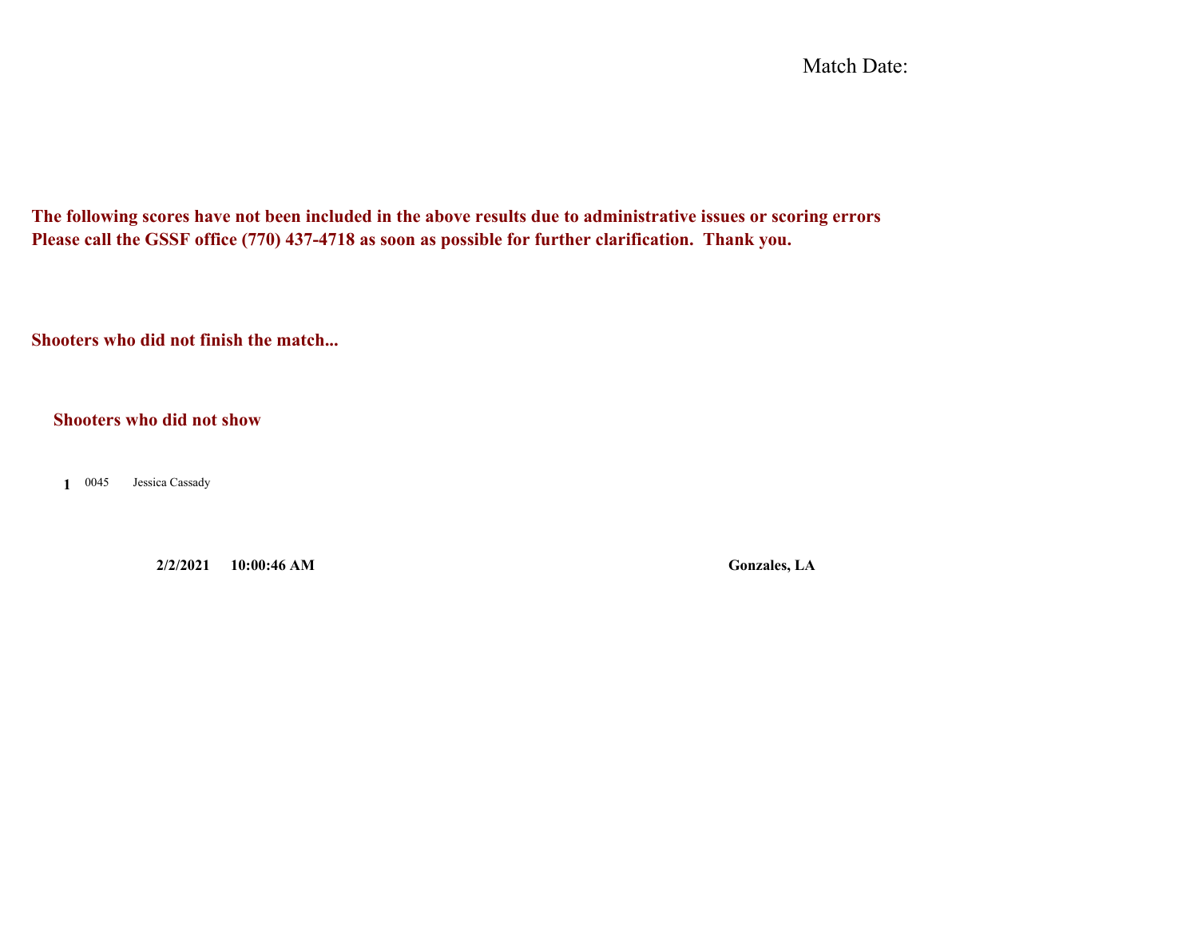Match Date:

**The following scores have not been included in the above results due to administrative issues or scoring errors**
**Please call the GSSF office (770) 437-4718 as soon as possible for further clarification. Thank you.**

**Shooters who did not finish the match...**

**Shooters who did not show**

| | | |
|---|---|---|
| **1** | 0045 | Jessica Cassady |

**2/2/2021 10:00:46 AM** **Gonzales, LA**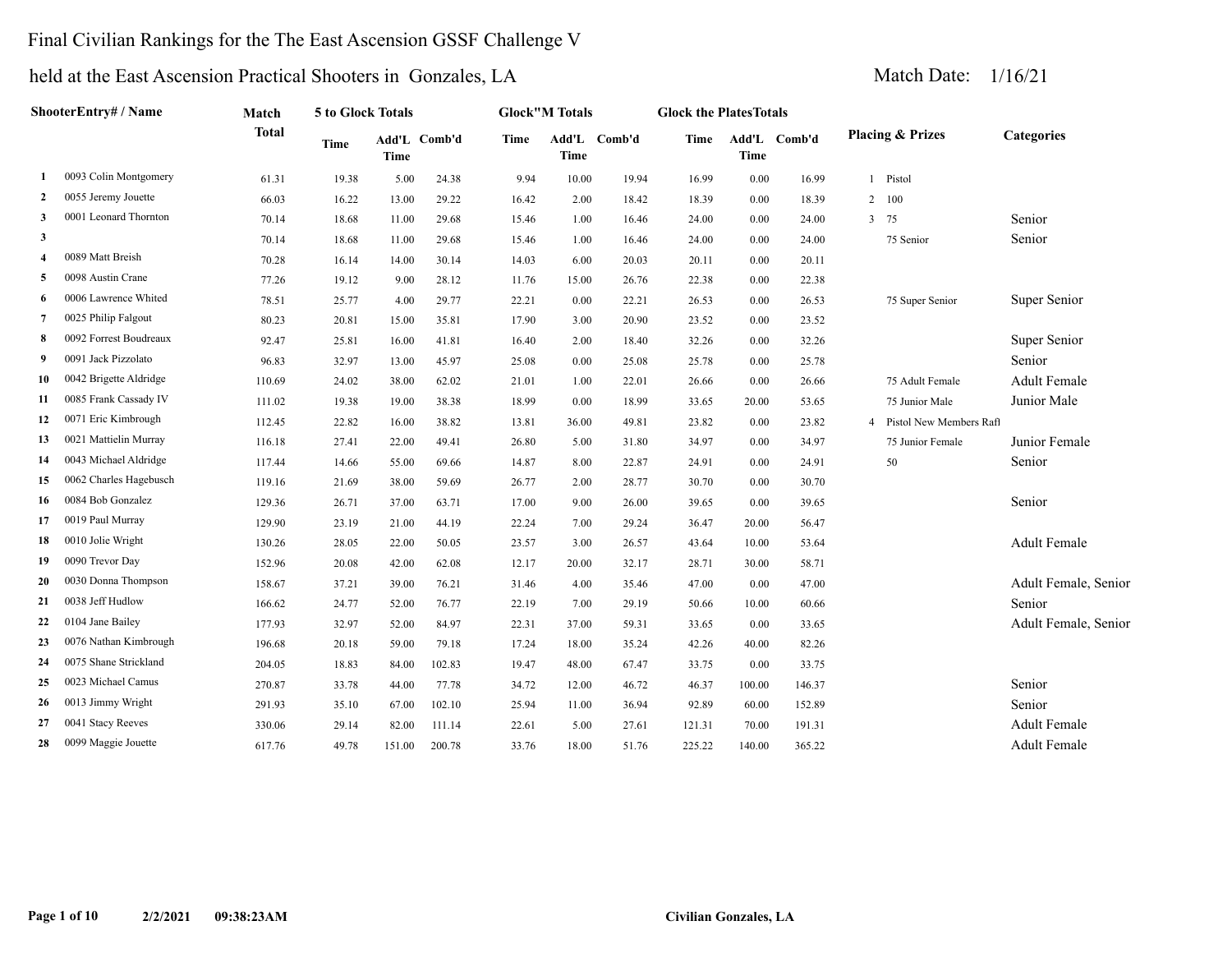Final Civilian Rankings for the The East Ascension GSSF Challenge V

held at the East Ascension Practical Shooters in Gonzales, LA

Match Date: 1/16/21

| | ShooterEntry# / Name | Match Total | 5 to Glock Totals | | | Glock"M Totals | | | Glock the PlatesTotals | | | Placing & Prizes | Categories |
|---|---|---|---|---|---|---|---|---|---|---|---|---|---|
| | | | Time | Add'L Time | Comb'd | Time | Add'L Time | Comb'd | Time | Add'L Time | Comb'd | | |
| 1 | 0093 Colin Montgomery | 61.31 | 19.38 | 5.00 | 24.38 | 9.94 | 10.00 | 19.94 | 16.99 | 0.00 | 16.99 | 1 Pistol | |
| 2 | 0055 Jeremy Jouette | 66.03 | 16.22 | 13.00 | 29.22 | 16.42 | 2.00 | 18.42 | 18.39 | 0.00 | 18.39 | 2 100 | |
| 3 | 0001 Leonard Thornton | 70.14 | 18.68 | 11.00 | 29.68 | 15.46 | 1.00 | 16.46 | 24.00 | 0.00 | 24.00 | 3 75 | Senior |
| 3 | | 70.14 | 18.68 | 11.00 | 29.68 | 15.46 | 1.00 | 16.46 | 24.00 | 0.00 | 24.00 | 75 Senior | Senior |
| 4 | 0089 Matt Breish | 70.28 | 16.14 | 14.00 | 30.14 | 14.03 | 6.00 | 20.03 | 20.11 | 0.00 | 20.11 | | |
| 5 | 0098 Austin Crane | 77.26 | 19.12 | 9.00 | 28.12 | 11.76 | 15.00 | 26.76 | 22.38 | 0.00 | 22.38 | | |
| 6 | 0006 Lawrence Whited | 78.51 | 25.77 | 4.00 | 29.77 | 22.21 | 0.00 | 22.21 | 26.53 | 0.00 | 26.53 | 75 Super Senior | Super Senior |
| 7 | 0025 Philip Falgout | 80.23 | 20.81 | 15.00 | 35.81 | 17.90 | 3.00 | 20.90 | 23.52 | 0.00 | 23.52 | | |
| 8 | 0092 Forrest Boudreaux | 92.47 | 25.81 | 16.00 | 41.81 | 16.40 | 2.00 | 18.40 | 32.26 | 0.00 | 32.26 | | Super Senior |
| 9 | 0091 Jack Pizzolato | 96.83 | 32.97 | 13.00 | 45.97 | 25.08 | 0.00 | 25.08 | 25.78 | 0.00 | 25.78 | | Senior |
| 10 | 0042 Brigette Aldridge | 110.69 | 24.02 | 38.00 | 62.02 | 21.01 | 1.00 | 22.01 | 26.66 | 0.00 | 26.66 | 75 Adult Female | Adult Female |
| 11 | 0085 Frank Cassady IV | 111.02 | 19.38 | 19.00 | 38.38 | 18.99 | 0.00 | 18.99 | 33.65 | 20.00 | 53.65 | 75 Junior Male | Junior Male |
| 12 | 0071 Eric Kimbrough | 112.45 | 22.82 | 16.00 | 38.82 | 13.81 | 36.00 | 49.81 | 23.82 | 0.00 | 23.82 | 4 Pistol New Members Rafl | |
| 13 | 0021 Mattielin Murray | 116.18 | 27.41 | 22.00 | 49.41 | 26.80 | 5.00 | 31.80 | 34.97 | 0.00 | 34.97 | 75 Junior Female | Junior Female |
| 14 | 0043 Michael Aldridge | 117.44 | 14.66 | 55.00 | 69.66 | 14.87 | 8.00 | 22.87 | 24.91 | 0.00 | 24.91 | 50 | Senior |
| 15 | 0062 Charles Hagebusch | 119.16 | 21.69 | 38.00 | 59.69 | 26.77 | 2.00 | 28.77 | 30.70 | 0.00 | 30.70 | | |
| 16 | 0084 Bob Gonzalez | 129.36 | 26.71 | 37.00 | 63.71 | 17.00 | 9.00 | 26.00 | 39.65 | 0.00 | 39.65 | | Senior |
| 17 | 0019 Paul Murray | 129.90 | 23.19 | 21.00 | 44.19 | 22.24 | 7.00 | 29.24 | 36.47 | 20.00 | 56.47 | | |
| 18 | 0010 Jolie Wright | 130.26 | 28.05 | 22.00 | 50.05 | 23.57 | 3.00 | 26.57 | 43.64 | 10.00 | 53.64 | | Adult Female |
| 19 | 0090 Trevor Day | 152.96 | 20.08 | 42.00 | 62.08 | 12.17 | 20.00 | 32.17 | 28.71 | 30.00 | 58.71 | | |
| 20 | 0030 Donna Thompson | 158.67 | 37.21 | 39.00 | 76.21 | 31.46 | 4.00 | 35.46 | 47.00 | 0.00 | 47.00 | | Adult Female, Senior |
| 21 | 0038 Jeff Hudlow | 166.62 | 24.77 | 52.00 | 76.77 | 22.19 | 7.00 | 29.19 | 50.66 | 10.00 | 60.66 | | Senior |
| 22 | 0104 Jane Bailey | 177.93 | 32.97 | 52.00 | 84.97 | 22.31 | 37.00 | 59.31 | 33.65 | 0.00 | 33.65 | | Adult Female, Senior |
| 23 | 0076 Nathan Kimbrough | 196.68 | 20.18 | 59.00 | 79.18 | 17.24 | 18.00 | 35.24 | 42.26 | 40.00 | 82.26 | | |
| 24 | 0075 Shane Strickland | 204.05 | 18.83 | 84.00 | 102.83 | 19.47 | 48.00 | 67.47 | 33.75 | 0.00 | 33.75 | | |
| 25 | 0023 Michael Camus | 270.87 | 33.78 | 44.00 | 77.78 | 34.72 | 12.00 | 46.72 | 46.37 | 100.00 | 146.37 | | Senior |
| 26 | 0013 Jimmy Wright | 291.93 | 35.10 | 67.00 | 102.10 | 25.94 | 11.00 | 36.94 | 92.89 | 60.00 | 152.89 | | Senior |
| 27 | 0041 Stacy Reeves | 330.06 | 29.14 | 82.00 | 111.14 | 22.61 | 5.00 | 27.61 | 121.31 | 70.00 | 191.31 | | Adult Female |
| 28 | 0099 Maggie Jouette | 617.76 | 49.78 | 151.00 | 200.78 | 33.76 | 18.00 | 51.76 | 225.22 | 140.00 | 365.22 | | Adult Female |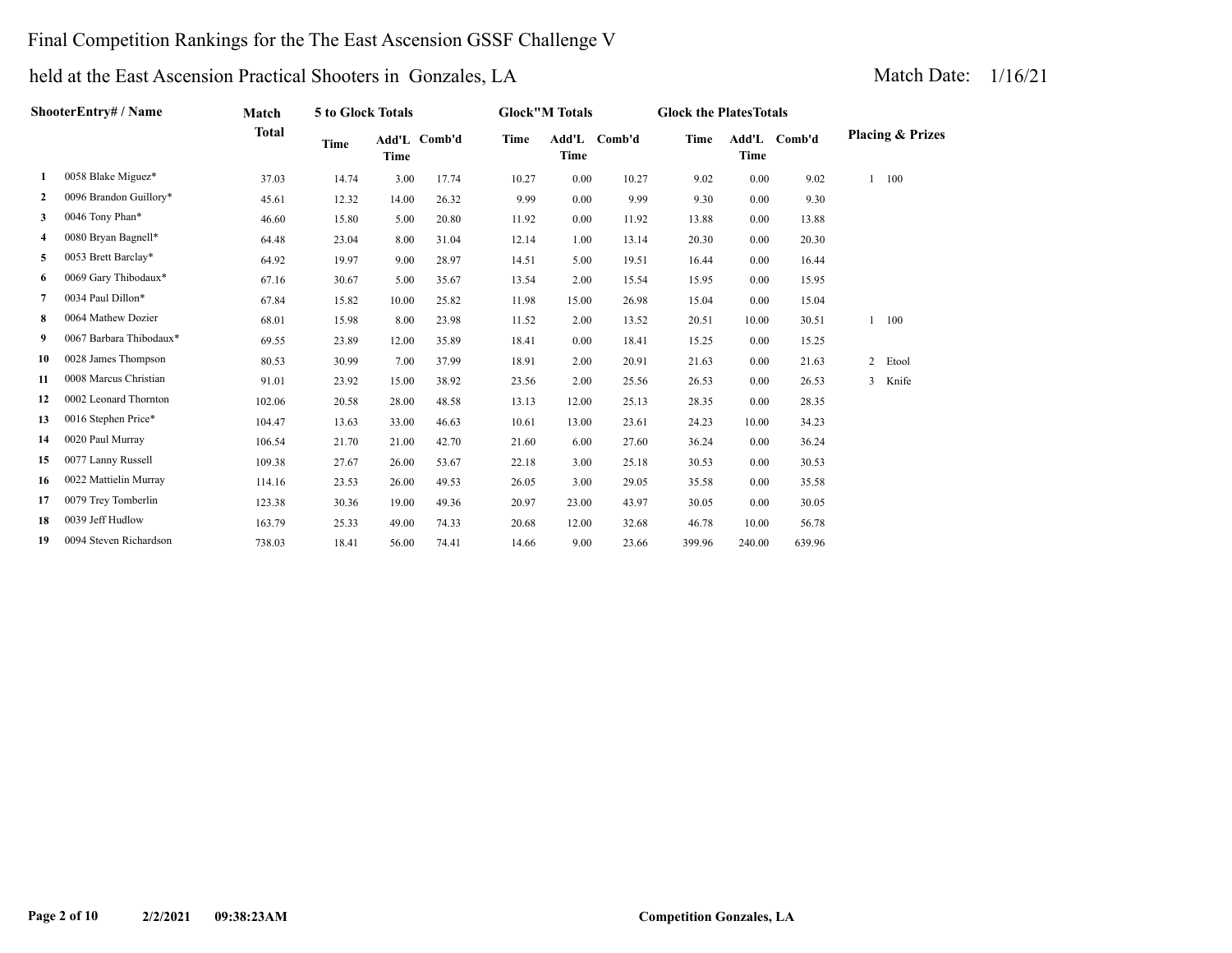# Final Competition Rankings for the The East Ascension GSSF Challenge V

## held at the East Ascension Practical Shooters in Gonzales, LA

Match Date: 1/16/21

| | ShooterEntry# / Name | Match Total | 5 to Glock Totals | | | Glock"M Totals | | | Glock the PlatesTotals | | | Placing & Prizes |
|---|---|---|---|---|---|---|---|---|---|---|---|---|
| | | | Time | Add'L Time | Comb'd | Time | Add'L Time | Comb'd | Time | Add'L Time | Comb'd | |
| 1 | 0058 Blake Miguez* | 37.03 | 14.74 | 3.00 | 17.74 | 10.27 | 0.00 | 10.27 | 9.02 | 0.00 | 9.02 | 1 100 |
| 2 | 0096 Brandon Guillory* | 45.61 | 12.32 | 14.00 | 26.32 | 9.99 | 0.00 | 9.99 | 9.30 | 0.00 | 9.30 | |
| 3 | 0046 Tony Phan* | 46.60 | 15.80 | 5.00 | 20.80 | 11.92 | 0.00 | 11.92 | 13.88 | 0.00 | 13.88 | |
| 4 | 0080 Bryan Bagnell* | 64.48 | 23.04 | 8.00 | 31.04 | 12.14 | 1.00 | 13.14 | 20.30 | 0.00 | 20.30 | |
| 5 | 0053 Brett Barclay* | 64.92 | 19.97 | 9.00 | 28.97 | 14.51 | 5.00 | 19.51 | 16.44 | 0.00 | 16.44 | |
| 6 | 0069 Gary Thibodaux* | 67.16 | 30.67 | 5.00 | 35.67 | 13.54 | 2.00 | 15.54 | 15.95 | 0.00 | 15.95 | |
| 7 | 0034 Paul Dillon* | 67.84 | 15.82 | 10.00 | 25.82 | 11.98 | 15.00 | 26.98 | 15.04 | 0.00 | 15.04 | |
| 8 | 0064 Mathew Dozier | 68.01 | 15.98 | 8.00 | 23.98 | 11.52 | 2.00 | 13.52 | 20.51 | 10.00 | 30.51 | 1 100 |
| 9 | 0067 Barbara Thibodaux* | 69.55 | 23.89 | 12.00 | 35.89 | 18.41 | 0.00 | 18.41 | 15.25 | 0.00 | 15.25 | |
| 10 | 0028 James Thompson | 80.53 | 30.99 | 7.00 | 37.99 | 18.91 | 2.00 | 20.91 | 21.63 | 0.00 | 21.63 | 2 Etool |
| 11 | 0008 Marcus Christian | 91.01 | 23.92 | 15.00 | 38.92 | 23.56 | 2.00 | 25.56 | 26.53 | 0.00 | 26.53 | 3 Knife |
| 12 | 0002 Leonard Thornton | 102.06 | 20.58 | 28.00 | 48.58 | 13.13 | 12.00 | 25.13 | 28.35 | 0.00 | 28.35 | |
| 13 | 0016 Stephen Price* | 104.47 | 13.63 | 33.00 | 46.63 | 10.61 | 13.00 | 23.61 | 24.23 | 10.00 | 34.23 | |
| 14 | 0020 Paul Murray | 106.54 | 21.70 | 21.00 | 42.70 | 21.60 | 6.00 | 27.60 | 36.24 | 0.00 | 36.24 | |
| 15 | 0077 Lanny Russell | 109.38 | 27.67 | 26.00 | 53.67 | 22.18 | 3.00 | 25.18 | 30.53 | 0.00 | 30.53 | |
| 16 | 0022 Mattielin Murray | 114.16 | 23.53 | 26.00 | 49.53 | 26.05 | 3.00 | 29.05 | 35.58 | 0.00 | 35.58 | |
| 17 | 0079 Trey Tomberlin | 123.38 | 30.36 | 19.00 | 49.36 | 20.97 | 23.00 | 43.97 | 30.05 | 0.00 | 30.05 | |
| 18 | 0039 Jeff Hudlow | 163.79 | 25.33 | 49.00 | 74.33 | 20.68 | 12.00 | 32.68 | 46.78 | 10.00 | 56.78 | |
| 19 | 0094 Steven Richardson | 738.03 | 18.41 | 56.00 | 74.41 | 14.66 | 9.00 | 23.66 | 399.96 | 240.00 | 639.96 | |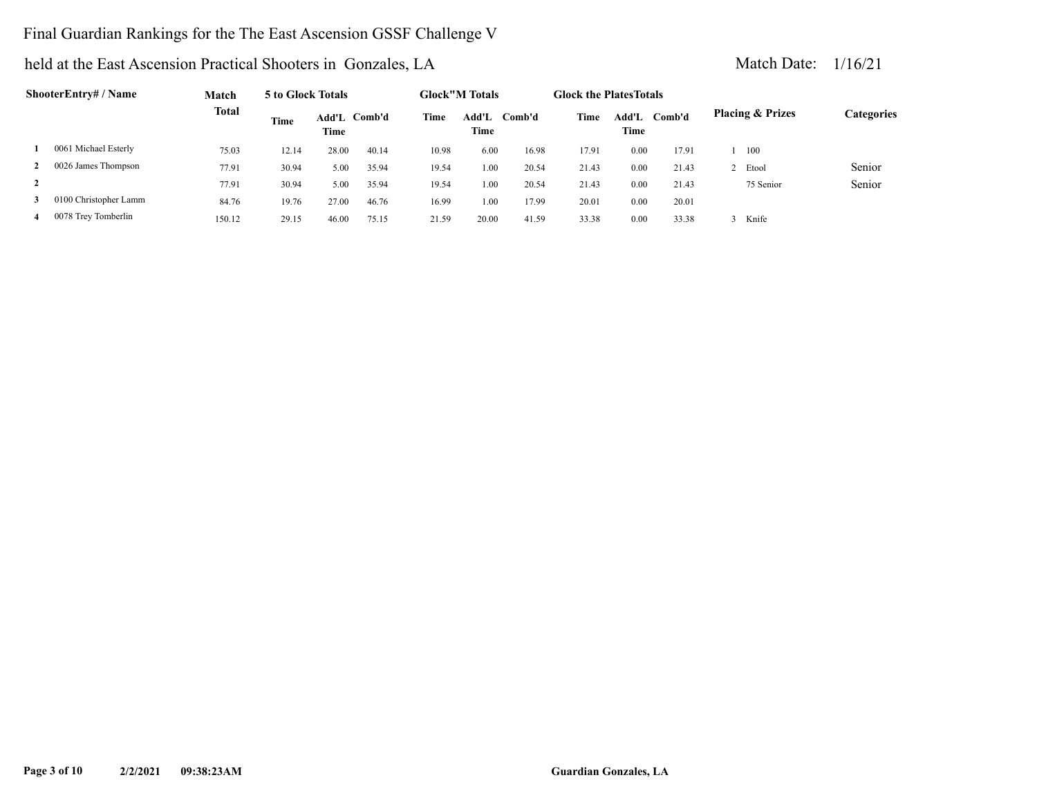Final Guardian Rankings for the The East Ascension GSSF Challenge V

held at the East Ascension Practical Shooters in Gonzales, LA

Match Date: 1/16/21

| | ShooterEntry# / Name | Match Total | 5 to Glock Totals | | | Glock"M Totals | | | Glock the PlatesTotals | | | Placing & Prizes | Categories |
|---|---|---|---|---|---|---|---|---|---|---|---|---|---|
| | | | Time | Add'L Time | Comb'd | Time | Add'L Time | Comb'd | Time | Add'L Time | Comb'd | | |
| 1 | 0061 Michael Esterly | 75.03 | 12.14 | 28.00 | 40.14 | 10.98 | 6.00 | 16.98 | 17.91 | 0.00 | 17.91 | 1 100 | |
| 2 | 0026 James Thompson | 77.91 | 30.94 | 5.00 | 35.94 | 19.54 | 1.00 | 20.54 | 21.43 | 0.00 | 21.43 | 2 Etool | Senior |
| 2 | | 77.91 | 30.94 | 5.00 | 35.94 | 19.54 | 1.00 | 20.54 | 21.43 | 0.00 | 21.43 | 75 Senior | Senior |
| 3 | 0100 Christopher Lamm | 84.76 | 19.76 | 27.00 | 46.76 | 16.99 | 1.00 | 17.99 | 20.01 | 0.00 | 20.01 | | |
| 4 | 0078 Trey Tomberlin | 150.12 | 29.15 | 46.00 | 75.15 | 21.59 | 20.00 | 41.59 | 33.38 | 0.00 | 33.38 | 3 Knife | |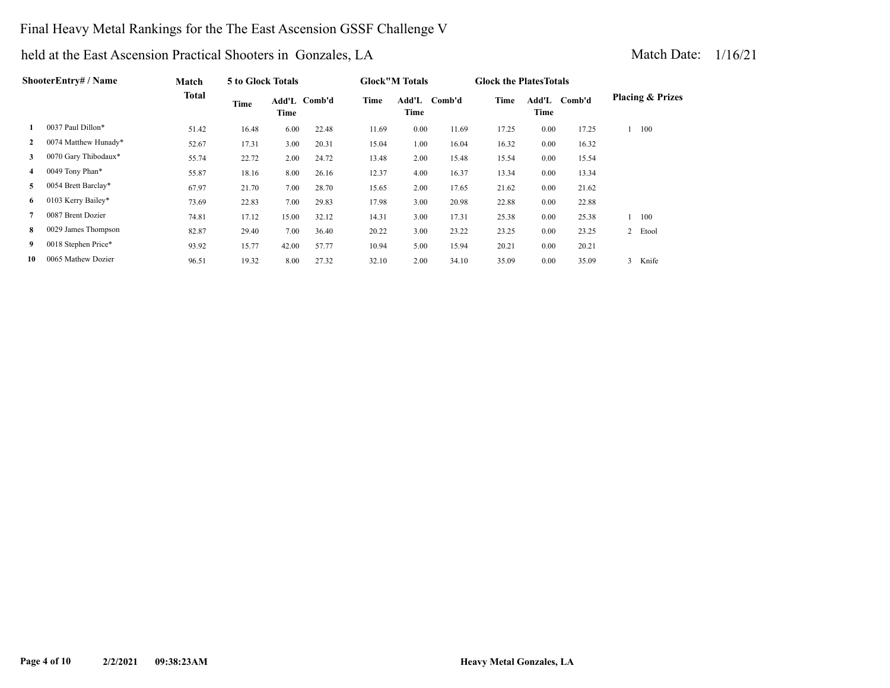Final Heavy Metal Rankings for the The East Ascension GSSF Challenge V

held at the East Ascension Practical Shooters in Gonzales, LA

Match Date: 1/16/21

| | ShooterEntry# / Name | Match Total | 5 to Glock Totals | | | Glock"M Totals | | | Glock the PlatesTotals | | | Placing & Prizes |
|---|---|---|---|---|---|---|---|---|---|---|---|---|
| | | | Time | Add'L Time | Comb'd | Time | Add'L Time | Comb'd | Time | Add'L Time | Comb'd | |
| 1 | 0037 Paul Dillon* | 51.42 | 16.48 | 6.00 | 22.48 | 11.69 | 0.00 | 11.69 | 17.25 | 0.00 | 17.25 | 1 100 |
| 2 | 0074 Matthew Hunady* | 52.67 | 17.31 | 3.00 | 20.31 | 15.04 | 1.00 | 16.04 | 16.32 | 0.00 | 16.32 | |
| 3 | 0070 Gary Thibodaux* | 55.74 | 22.72 | 2.00 | 24.72 | 13.48 | 2.00 | 15.48 | 15.54 | 0.00 | 15.54 | |
| 4 | 0049 Tony Phan* | 55.87 | 18.16 | 8.00 | 26.16 | 12.37 | 4.00 | 16.37 | 13.34 | 0.00 | 13.34 | |
| 5 | 0054 Brett Barclay* | 67.97 | 21.70 | 7.00 | 28.70 | 15.65 | 2.00 | 17.65 | 21.62 | 0.00 | 21.62 | |
| 6 | 0103 Kerry Bailey* | 73.69 | 22.83 | 7.00 | 29.83 | 17.98 | 3.00 | 20.98 | 22.88 | 0.00 | 22.88 | |
| 7 | 0087 Brent Dozier | 74.81 | 17.12 | 15.00 | 32.12 | 14.31 | 3.00 | 17.31 | 25.38 | 0.00 | 25.38 | 1 100 |
| 8 | 0029 James Thompson | 82.87 | 29.40 | 7.00 | 36.40 | 20.22 | 3.00 | 23.22 | 23.25 | 0.00 | 23.25 | 2 Etool |
| 9 | 0018 Stephen Price* | 93.92 | 15.77 | 42.00 | 57.77 | 10.94 | 5.00 | 15.94 | 20.21 | 0.00 | 20.21 | |
| 10 | 0065 Mathew Dozier | 96.51 | 19.32 | 8.00 | 27.32 | 32.10 | 2.00 | 34.10 | 35.09 | 0.00 | 35.09 | 3 Knife |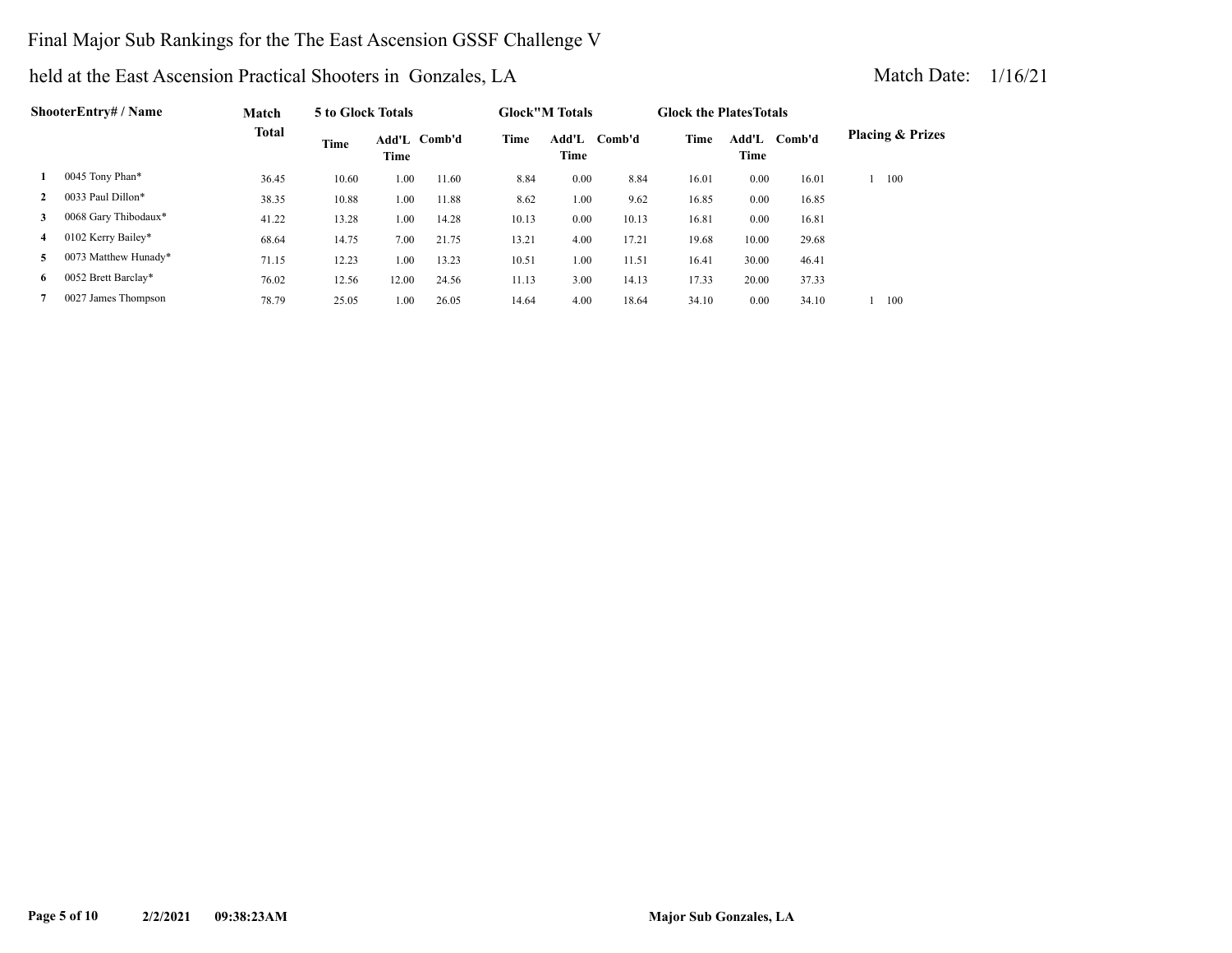# Final Major Sub Rankings for the The East Ascension GSSF Challenge V

## held at the East Ascension Practical Shooters in Gonzales, LA

Match Date: 1/16/21

| | ShooterEntry# / Name | Match Total | 5 to Glock Totals | | | Glock"M Totals | | | Glock the PlatesTotals | | | Placing & Prizes |
|---|---|---|---|---|---|---|---|---|---|---|---|---|
| | | | Time | Add'L Time | Comb'd | Time | Add'L Time | Comb'd | Time | Add'L Time | Comb'd | |
| 1 | 0045 Tony Phan* | 36.45 | 10.60 | 1.00 | 11.60 | 8.84 | 0.00 | 8.84 | 16.01 | 0.00 | 16.01 | 1 100 |
| 2 | 0033 Paul Dillon* | 38.35 | 10.88 | 1.00 | 11.88 | 8.62 | 1.00 | 9.62 | 16.85 | 0.00 | 16.85 | |
| 3 | 0068 Gary Thibodaux* | 41.22 | 13.28 | 1.00 | 14.28 | 10.13 | 0.00 | 10.13 | 16.81 | 0.00 | 16.81 | |
| 4 | 0102 Kerry Bailey* | 68.64 | 14.75 | 7.00 | 21.75 | 13.21 | 4.00 | 17.21 | 19.68 | 10.00 | 29.68 | |
| 5 | 0073 Matthew Hunady* | 71.15 | 12.23 | 1.00 | 13.23 | 10.51 | 1.00 | 11.51 | 16.41 | 30.00 | 46.41 | |
| 6 | 0052 Brett Barclay* | 76.02 | 12.56 | 12.00 | 24.56 | 11.13 | 3.00 | 14.13 | 17.33 | 20.00 | 37.33 | |
| 7 | 0027 James Thompson | 78.79 | 25.05 | 1.00 | 26.05 | 14.64 | 4.00 | 18.64 | 34.10 | 0.00 | 34.10 | 1 100 |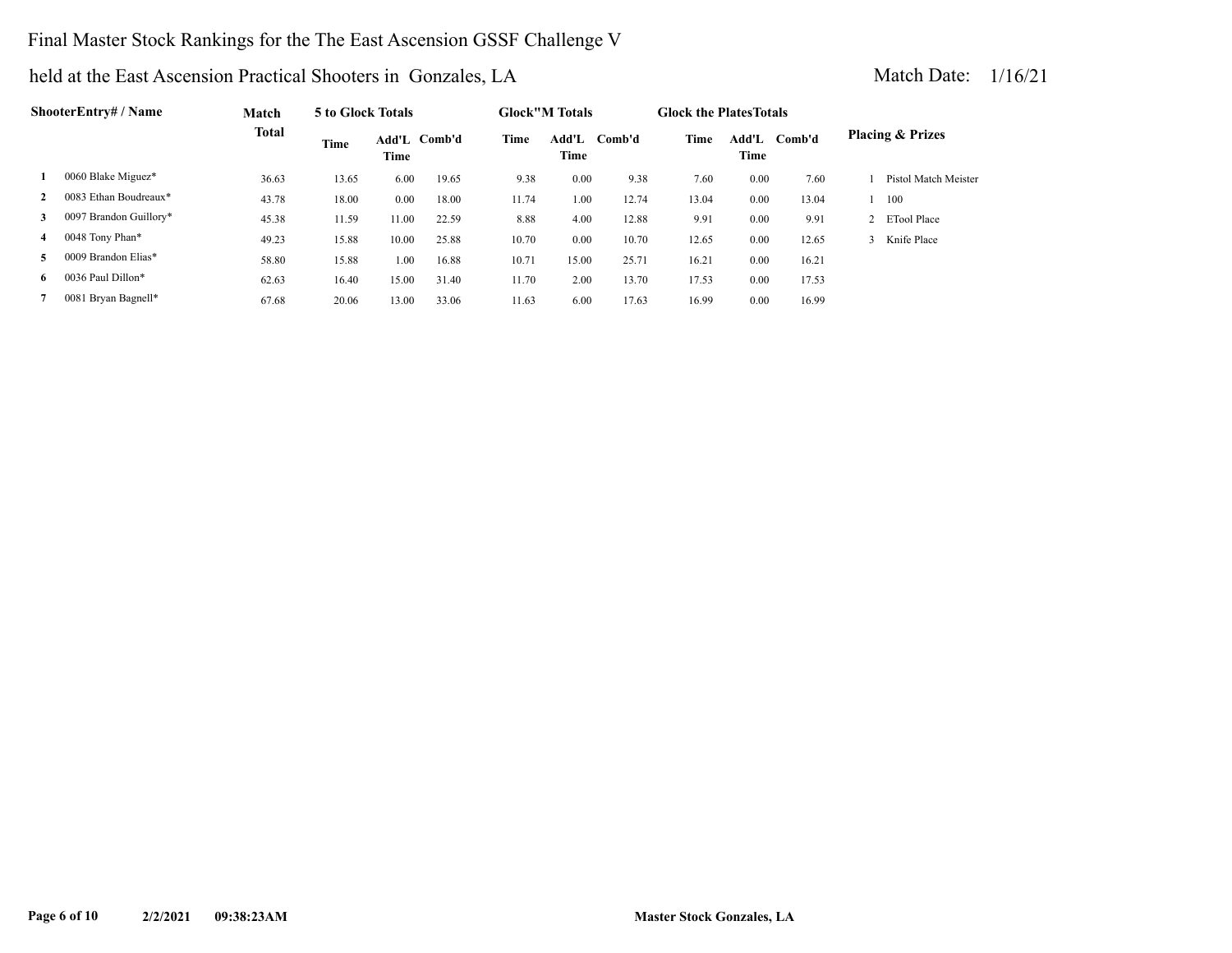# Final Master Stock Rankings for the The East Ascension GSSF Challenge V

## held at the East Ascension Practical Shooters in Gonzales, LA

Match Date: 1/16/21

| | ShooterEntry# / Name | Match Total | 5 to Glock Totals | | | Glock"M Totals | | | Glock the PlatesTotals | | | Placing & Prizes |
|---|---|---|---|---|---|---|---|---|---|---|---|---|
| | | | Time | Add'L Time | Comb'd | Time | Add'L Time | Comb'd | Time | Add'L Time | Comb'd | |
| 1 | 0060 Blake Miguez* | 36.63 | 13.65 | 6.00 | 19.65 | 9.38 | 0.00 | 9.38 | 7.60 | 0.00 | 7.60 | 1 Pistol Match Meister |
| 2 | 0083 Ethan Boudreaux* | 43.78 | 18.00 | 0.00 | 18.00 | 11.74 | 1.00 | 12.74 | 13.04 | 0.00 | 13.04 | 1 100 |
| 3 | 0097 Brandon Guillory* | 45.38 | 11.59 | 11.00 | 22.59 | 8.88 | 4.00 | 12.88 | 9.91 | 0.00 | 9.91 | 2 ETool Place |
| 4 | 0048 Tony Phan* | 49.23 | 15.88 | 10.00 | 25.88 | 10.70 | 0.00 | 10.70 | 12.65 | 0.00 | 12.65 | 3 Knife Place |
| 5 | 0009 Brandon Elias* | 58.80 | 15.88 | 1.00 | 16.88 | 10.71 | 15.00 | 25.71 | 16.21 | 0.00 | 16.21 | |
| 6 | 0036 Paul Dillon* | 62.63 | 16.40 | 15.00 | 31.40 | 11.70 | 2.00 | 13.70 | 17.53 | 0.00 | 17.53 | |
| 7 | 0081 Bryan Bagnell* | 67.68 | 20.06 | 13.00 | 33.06 | 11.63 | 6.00 | 17.63 | 16.99 | 0.00 | 16.99 | |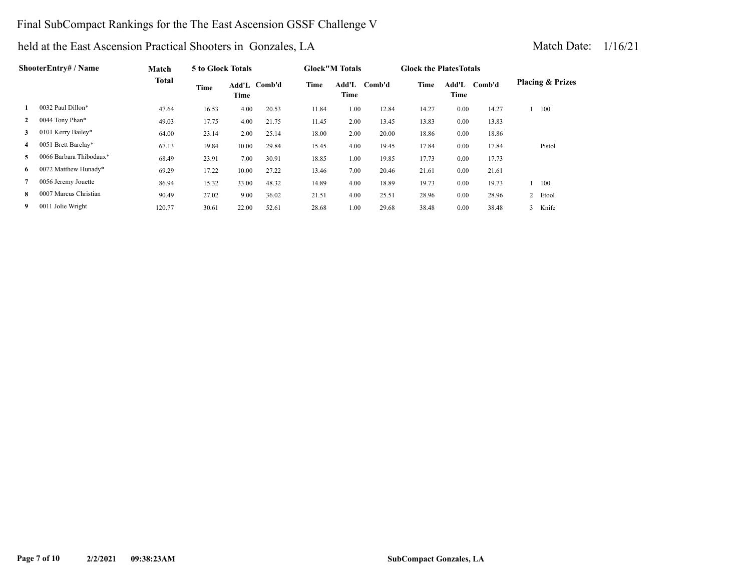# Final SubCompact Rankings for the The East Ascension GSSF Challenge V

## held at the East Ascension Practical Shooters in Gonzales, LA

Match Date: 1/16/21

| | ShooterEntry# / Name | Match Total | 5 to Glock Totals | | | Glock"M Totals | | | Glock the PlatesTotals | | | Placing & Prizes | |
|---|---|---|---|---|---|---|---|---|---|---|---|---|---|
| | | | Time | Add'L Time | Comb'd | Time | Add'L Time | Comb'd | Time | Add'L Time | Comb'd | | |
| 1 | 0032 Paul Dillon* | 47.64 | 16.53 | 4.00 | 20.53 | 11.84 | 1.00 | 12.84 | 14.27 | 0.00 | 14.27 | 1 | 100 |
| 2 | 0044 Tony Phan* | 49.03 | 17.75 | 4.00 | 21.75 | 11.45 | 2.00 | 13.45 | 13.83 | 0.00 | 13.83 | | |
| 3 | 0101 Kerry Bailey* | 64.00 | 23.14 | 2.00 | 25.14 | 18.00 | 2.00 | 20.00 | 18.86 | 0.00 | 18.86 | | |
| 4 | 0051 Brett Barclay* | 67.13 | 19.84 | 10.00 | 29.84 | 15.45 | 4.00 | 19.45 | 17.84 | 0.00 | 17.84 | | Pistol |
| 5 | 0066 Barbara Thibodaux* | 68.49 | 23.91 | 7.00 | 30.91 | 18.85 | 1.00 | 19.85 | 17.73 | 0.00 | 17.73 | | |
| 6 | 0072 Matthew Hunady* | 69.29 | 17.22 | 10.00 | 27.22 | 13.46 | 7.00 | 20.46 | 21.61 | 0.00 | 21.61 | | |
| 7 | 0056 Jeremy Jouette | 86.94 | 15.32 | 33.00 | 48.32 | 14.89 | 4.00 | 18.89 | 19.73 | 0.00 | 19.73 | 1 | 100 |
| 8 | 0007 Marcus Christian | 90.49 | 27.02 | 9.00 | 36.02 | 21.51 | 4.00 | 25.51 | 28.96 | 0.00 | 28.96 | 2 | Etool |
| 9 | 0011 Jolie Wright | 120.77 | 30.61 | 22.00 | 52.61 | 28.68 | 1.00 | 29.68 | 38.48 | 0.00 | 38.48 | 3 | Knife |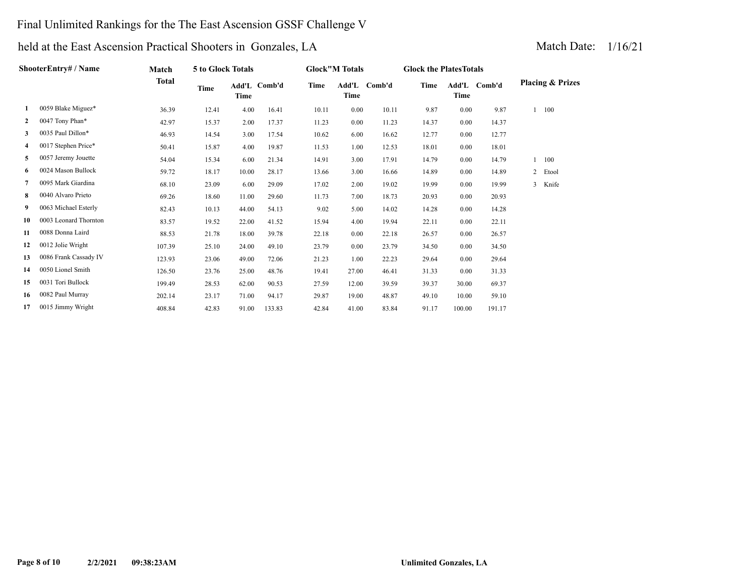# Final Unlimited Rankings for the The East Ascension GSSF Challenge V

## held at the East Ascension Practical Shooters in Gonzales, LA

Match Date: 1/16/21

| | ShooterEntry# / Name | Match Total | 5 to Glock Totals | | | Glock"M Totals | | | Glock the PlatesTotals | | | Placing & Prizes | |
|---|---|---|---|---|---|---|---|---|---|---|---|---|---|
| | | | Time | Add'L Time | Comb'd | Time | Add'L Time | Comb'd | Time | Add'L Time | Comb'd | | |
| 1 | 0059 Blake Miguez* | 36.39 | 12.41 | 4.00 | 16.41 | 10.11 | 0.00 | 10.11 | 9.87 | 0.00 | 9.87 | 1 | 100 |
| 2 | 0047 Tony Phan* | 42.97 | 15.37 | 2.00 | 17.37 | 11.23 | 0.00 | 11.23 | 14.37 | 0.00 | 14.37 | | |
| 3 | 0035 Paul Dillon* | 46.93 | 14.54 | 3.00 | 17.54 | 10.62 | 6.00 | 16.62 | 12.77 | 0.00 | 12.77 | | |
| 4 | 0017 Stephen Price* | 50.41 | 15.87 | 4.00 | 19.87 | 11.53 | 1.00 | 12.53 | 18.01 | 0.00 | 18.01 | | |
| 5 | 0057 Jeremy Jouette | 54.04 | 15.34 | 6.00 | 21.34 | 14.91 | 3.00 | 17.91 | 14.79 | 0.00 | 14.79 | 1 | 100 |
| 6 | 0024 Mason Bullock | 59.72 | 18.17 | 10.00 | 28.17 | 13.66 | 3.00 | 16.66 | 14.89 | 0.00 | 14.89 | 2 | Etool |
| 7 | 0095 Mark Giardina | 68.10 | 23.09 | 6.00 | 29.09 | 17.02 | 2.00 | 19.02 | 19.99 | 0.00 | 19.99 | 3 | Knife |
| 8 | 0040 Alvaro Prieto | 69.26 | 18.60 | 11.00 | 29.60 | 11.73 | 7.00 | 18.73 | 20.93 | 0.00 | 20.93 | | |
| 9 | 0063 Michael Esterly | 82.43 | 10.13 | 44.00 | 54.13 | 9.02 | 5.00 | 14.02 | 14.28 | 0.00 | 14.28 | | |
| 10 | 0003 Leonard Thornton | 83.57 | 19.52 | 22.00 | 41.52 | 15.94 | 4.00 | 19.94 | 22.11 | 0.00 | 22.11 | | |
| 11 | 0088 Donna Laird | 88.53 | 21.78 | 18.00 | 39.78 | 22.18 | 0.00 | 22.18 | 26.57 | 0.00 | 26.57 | | |
| 12 | 0012 Jolie Wright | 107.39 | 25.10 | 24.00 | 49.10 | 23.79 | 0.00 | 23.79 | 34.50 | 0.00 | 34.50 | | |
| 13 | 0086 Frank Cassady IV | 123.93 | 23.06 | 49.00 | 72.06 | 21.23 | 1.00 | 22.23 | 29.64 | 0.00 | 29.64 | | |
| 14 | 0050 Lionel Smith | 126.50 | 23.76 | 25.00 | 48.76 | 19.41 | 27.00 | 46.41 | 31.33 | 0.00 | 31.33 | | |
| 15 | 0031 Tori Bullock | 199.49 | 28.53 | 62.00 | 90.53 | 27.59 | 12.00 | 39.59 | 39.37 | 30.00 | 69.37 | | |
| 16 | 0082 Paul Murray | 202.14 | 23.17 | 71.00 | 94.17 | 29.87 | 19.00 | 48.87 | 49.10 | 10.00 | 59.10 | | |
| 17 | 0015 Jimmy Wright | 408.84 | 42.83 | 91.00 | 133.83 | 42.84 | 41.00 | 83.84 | 91.17 | 100.00 | 191.17 | | |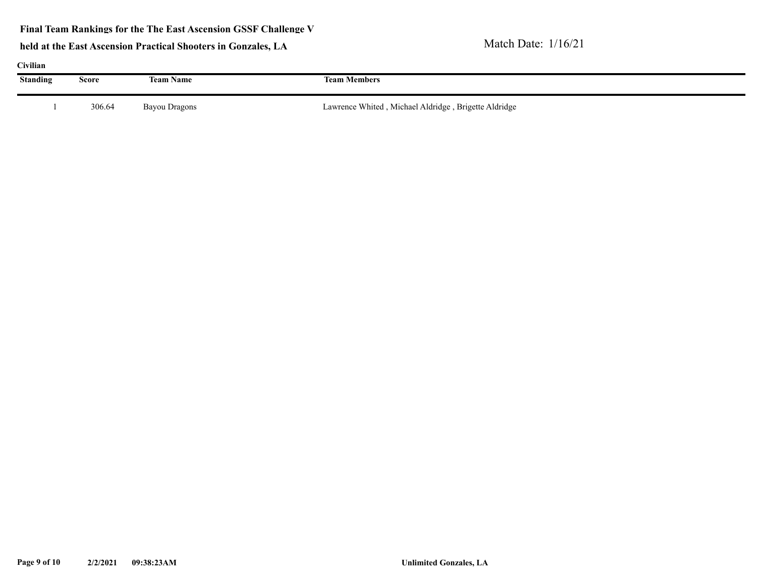**Final Team Rankings for the The East Ascension GSSF Challenge V**

**held at the East Ascension Practical Shooters in Gonzales, LA**

Match Date: 1/16/21

**Civilian**

| Standing | Score | Team Name | Team Members |
|---|---|---|---|
| 1 | 306.64 | Bayou Dragons | Lawrence Whited , Michael Aldridge , Brigette Aldridge |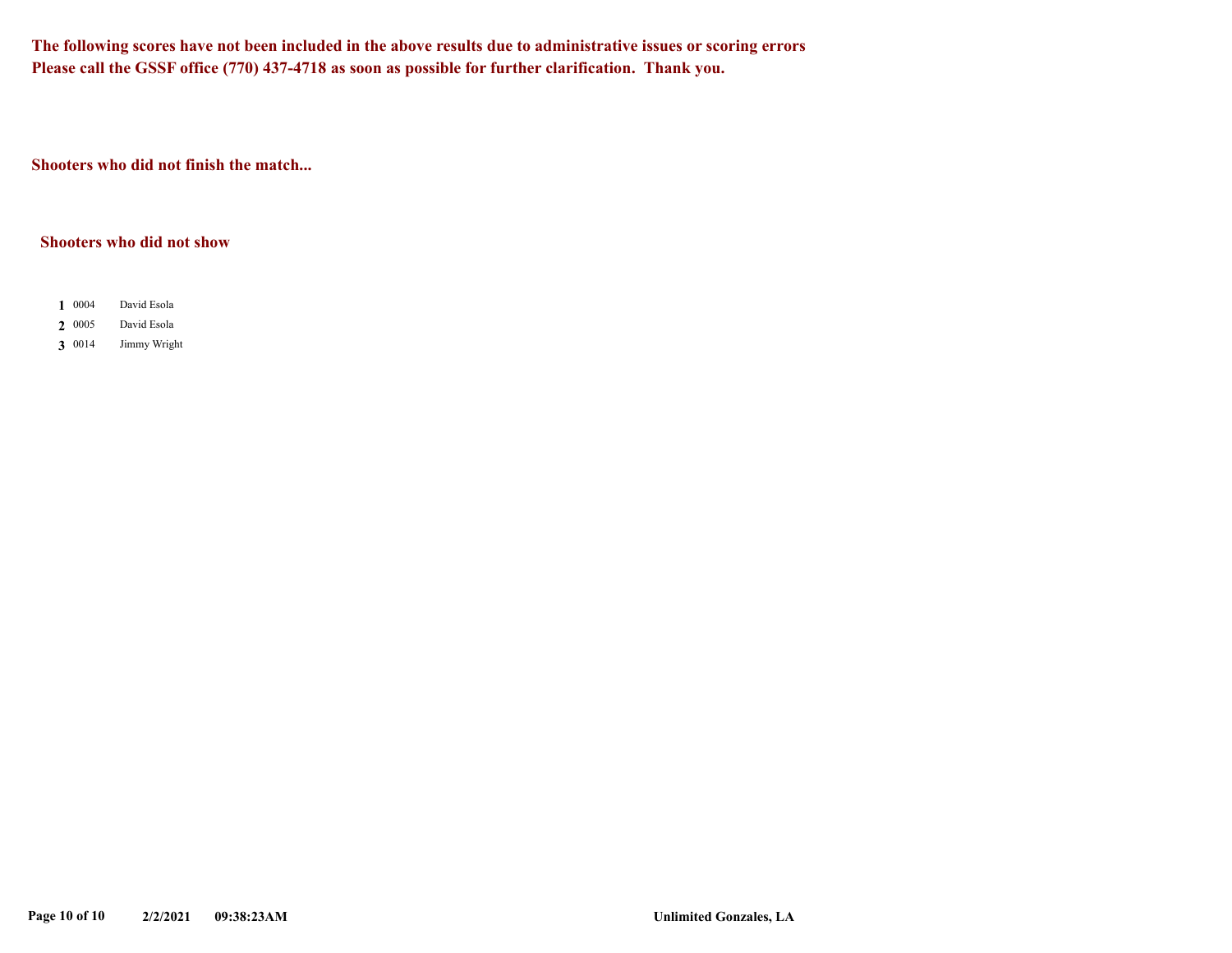**The following scores have not been included in the above results due to administrative issues or scoring errors**
**Please call the GSSF office (770) 437-4718 as soon as possible for further clarification. Thank you.**

**Shooters who did not finish the match...**

**Shooters who did not show**

| | | |
|---|---|---|
| **1** | 0004 | David Esola |
| **2** | 0005 | David Esola |
| **3** | 0014 | Jimmy Wright |